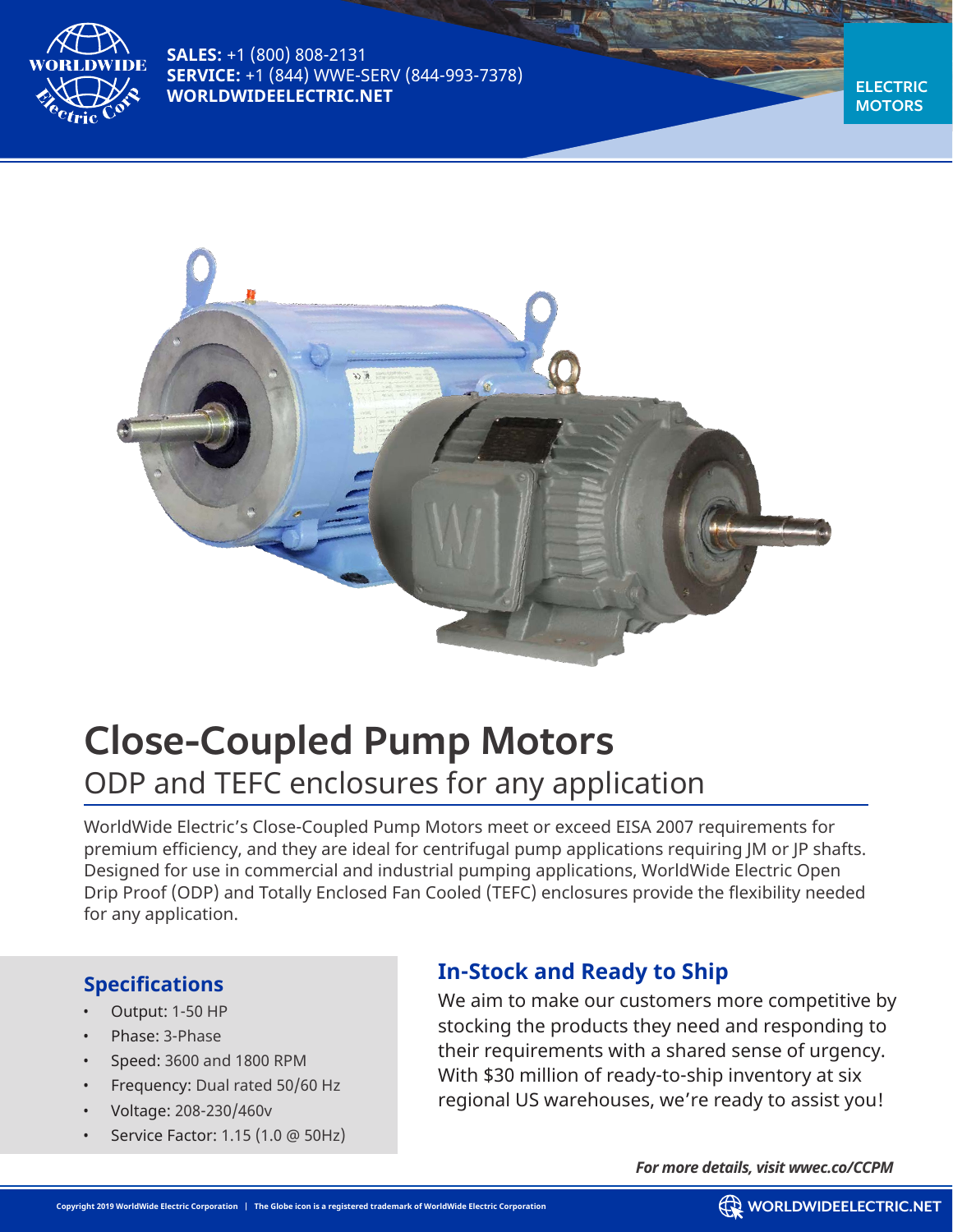SALES: +1 (800) 808-2131
SERVICE: +1 (844) WWE-SERV (844-993-7378)
WORLDWIDEELECTRIC.NET

ELECTRIC MOTORS

# Close-Coupled Pump Motors

## ODP and TEFC enclosures for any application

WorldWide Electric's Close-Coupled Pump Motors meet or exceed EISA 2007 requirements for premium efficiency, and they are ideal for centrifugal pump applications requiring JM or JP shafts. Designed for use in commercial and industrial pumping applications, WorldWide Electric Open Drip Proof (ODP) and Totally Enclosed Fan Cooled (TEFC) enclosures provide the flexibility needed for any application.

### Specifications

- Output: 1-50 HP
- Phase: 3-Phase
- Speed: 3600 and 1800 RPM
- Frequency: Dual rated 50/60 Hz
- Voltage: 208-230/460v
- Service Factor: 1.15 (1.0 @ 50Hz)

### In-Stock and Ready to Ship

We aim to make our customers more competitive by stocking the products they need and responding to their requirements with a shared sense of urgency. With $30 million of ready-to-ship inventory at six regional US warehouses, we're ready to assist you!

***For more details, visit wwec.co/CCPM***

Copyright 2019 WorldWide Electric Corporation | The Globe icon is a registered trademark of WorldWide Electric Corporation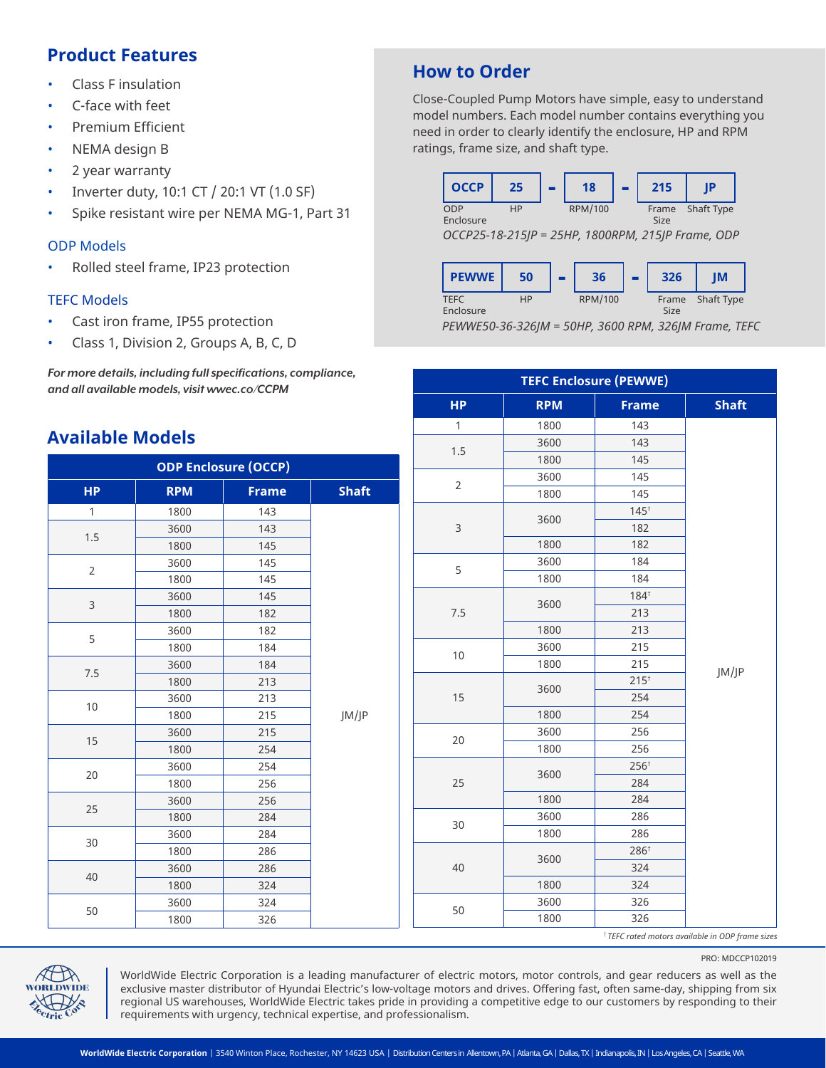## Product Features

- Class F insulation
- C-face with feet
- Premium Efficient
- NEMA design B
- 2 year warranty
- Inverter duty, 10:1 CT / 20:1 VT (1.0 SF)
- Spike resistant wire per NEMA MG-1, Part 31

### ODP Models

- Rolled steel frame, IP23 protection

### TEFC Models

- Cast iron frame, IP55 protection
- Class 1, Division 2, Groups A, B, C, D

***For more details, including full specifications, compliance, and all available models, visit wwec.co/CCPM***

## How to Order

Close-Coupled Pump Motors have simple, easy to understand model numbers. Each model number contains everything you need in order to clearly identify the enclosure, HP and RPM ratings, frame size, and shaft type.

| OCCP | 25 | - | 18 | - | 215 | JP |
|---|---|---|---|---|---|---|
| ODP Enclosure | HP | | RPM/100 | | Frame Size | Shaft Type |

*OCCP25-18-215JP = 25HP, 1800RPM, 215JP Frame, ODP*

| PEWWE | 50 | - | 36 | - | 326 | JM |
|---|---|---|---|---|---|---|
| TEFC Enclosure | HP | | RPM/100 | | Frame Size | Shaft Type |

*PEWWE50-36-326JM = 50HP, 3600 RPM, 326JM Frame, TEFC*

## Available Models

| ODP Enclosure (OCCP) | | | |
|---|---|---|---|
| **HP** | **RPM** | **Frame** | **Shaft** |
| 1 | 1800 | 143 | JM/JP |
| 1.5 | 3600 | 143 | |
| | 1800 | 145 | |
| 2 | 3600 | 145 | |
| | 1800 | 145 | |
| 3 | 3600 | 145 | |
| | 1800 | 182 | |
| 5 | 3600 | 182 | |
| | 1800 | 184 | |
| 7.5 | 3600 | 184 | |
| | 1800 | 213 | |
| 10 | 3600 | 213 | |
| | 1800 | 215 | |
| 15 | 3600 | 215 | |
| | 1800 | 254 | |
| 20 | 3600 | 254 | |
| | 1800 | 256 | |
| 25 | 3600 | 256 | |
| | 1800 | 284 | |
| 30 | 3600 | 284 | |
| | 1800 | 286 | |
| 40 | 3600 | 286 | |
| | 1800 | 324 | |
| 50 | 3600 | 324 | |
| | 1800 | 326 | |

| TEFC Enclosure (PEWWE) | | | |
|---|---|---|---|
| **HP** | **RPM** | **Frame** | **Shaft** |
| 1 | 1800 | 143 | JM/JP |
| 1.5 | 3600 | 143 | |
| | 1800 | 145 | |
| 2 | 3600 | 145 | |
| | 1800 | 145 | |
| 3 | 3600 | 145† | |
| | | 182 | |
| | 1800 | 182 | |
| 5 | 3600 | 184 | |
| | 1800 | 184 | |
| 7.5 | 3600 | 184† | |
| | | 213 | |
| | 1800 | 213 | |
| 10 | 3600 | 215 | |
| | 1800 | 215 | |
| 15 | 3600 | 215† | |
| | | 254 | |
| | 1800 | 254 | |
| 20 | 3600 | 256 | |
| | 1800 | 256 | |
| 25 | 3600 | 256† | |
| | | 284 | |
| | 1800 | 284 | |
| 30 | 3600 | 286 | |
| | 1800 | 286 | |
| 40 | 3600 | 286† | |
| | | 324 | |
| | 1800 | 324 | |
| 50 | 3600 | 326 | |
| | 1800 | 326 | |

*† TEFC rated motors available in ODP frame sizes*

PRO: MDCCP102019

WorldWide Electric Corporation is a leading manufacturer of electric motors, motor controls, and gear reducers as well as the exclusive master distributor of Hyundai Electric's low-voltage motors and drives. Offering fast, often same-day, shipping from six regional US warehouses, WorldWide Electric takes pride in providing a competitive edge to our customers by responding to their requirements with urgency, technical expertise, and professionalism.

**WorldWide Electric Corporation** | 3540 Winton Place, Rochester, NY 14623 USA | Distribution Centers in Allentown, PA | Atlanta, GA | Dallas, TX | Indianapolis, IN | Los Angeles, CA | Seattle, WA